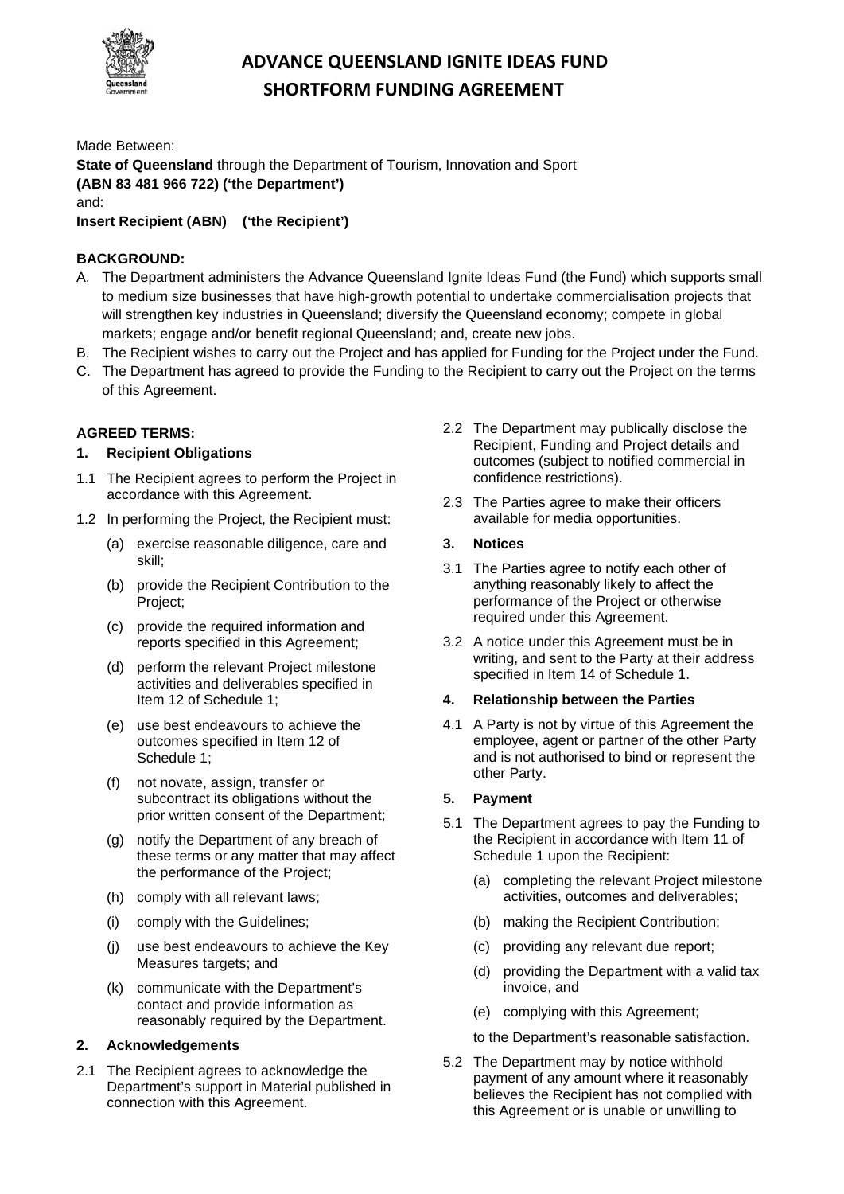# ADVANCE QUEENSLAND IGNITE IDEAS FUND
# SHORTFORM FUNDING AGREEMENT

Made Between:

**State of Queensland** through the Department of Tourism, Innovation and Sport
**(ABN 83 481 966 722) ('the Department')**

and:

**Insert Recipient (ABN) ('the Recipient')**

**BACKGROUND:**

A. The Department administers the Advance Queensland Ignite Ideas Fund (the Fund) which supports small to medium size businesses that have high-growth potential to undertake commercialisation projects that will strengthen key industries in Queensland; diversify the Queensland economy; compete in global markets; engage and/or benefit regional Queensland; and, create new jobs.

B. The Recipient wishes to carry out the Project and has applied for Funding for the Project under the Fund.

C. The Department has agreed to provide the Funding to the Recipient to carry out the Project on the terms of this Agreement.

**AGREED TERMS:**

**1. Recipient Obligations**

1.1 The Recipient agrees to perform the Project in accordance with this Agreement.

1.2 In performing the Project, the Recipient must:

(a) exercise reasonable diligence, care and skill;

(b) provide the Recipient Contribution to the Project;

(c) provide the required information and reports specified in this Agreement;

(d) perform the relevant Project milestone activities and deliverables specified in Item 12 of Schedule 1;

(e) use best endeavours to achieve the outcomes specified in Item 12 of Schedule 1;

(f) not novate, assign, transfer or subcontract its obligations without the prior written consent of the Department;

(g) notify the Department of any breach of these terms or any matter that may affect the performance of the Project;

(h) comply with all relevant laws;

(i) comply with the Guidelines;

(j) use best endeavours to achieve the Key Measures targets; and

(k) communicate with the Department's contact and provide information as reasonably required by the Department.

**2. Acknowledgements**

2.1 The Recipient agrees to acknowledge the Department's support in Material published in connection with this Agreement.

2.2 The Department may publically disclose the Recipient, Funding and Project details and outcomes (subject to notified commercial in confidence restrictions).

2.3 The Parties agree to make their officers available for media opportunities.

**3. Notices**

3.1 The Parties agree to notify each other of anything reasonably likely to affect the performance of the Project or otherwise required under this Agreement.

3.2 A notice under this Agreement must be in writing, and sent to the Party at their address specified in Item 14 of Schedule 1.

**4. Relationship between the Parties**

4.1 A Party is not by virtue of this Agreement the employee, agent or partner of the other Party and is not authorised to bind or represent the other Party.

**5. Payment**

5.1 The Department agrees to pay the Funding to the Recipient in accordance with Item 11 of Schedule 1 upon the Recipient:

(a) completing the relevant Project milestone activities, outcomes and deliverables;

(b) making the Recipient Contribution;

(c) providing any relevant due report;

(d) providing the Department with a valid tax invoice, and

(e) complying with this Agreement;

to the Department's reasonable satisfaction.

5.2 The Department may by notice withhold payment of any amount where it reasonably believes the Recipient has not complied with this Agreement or is unable or unwilling to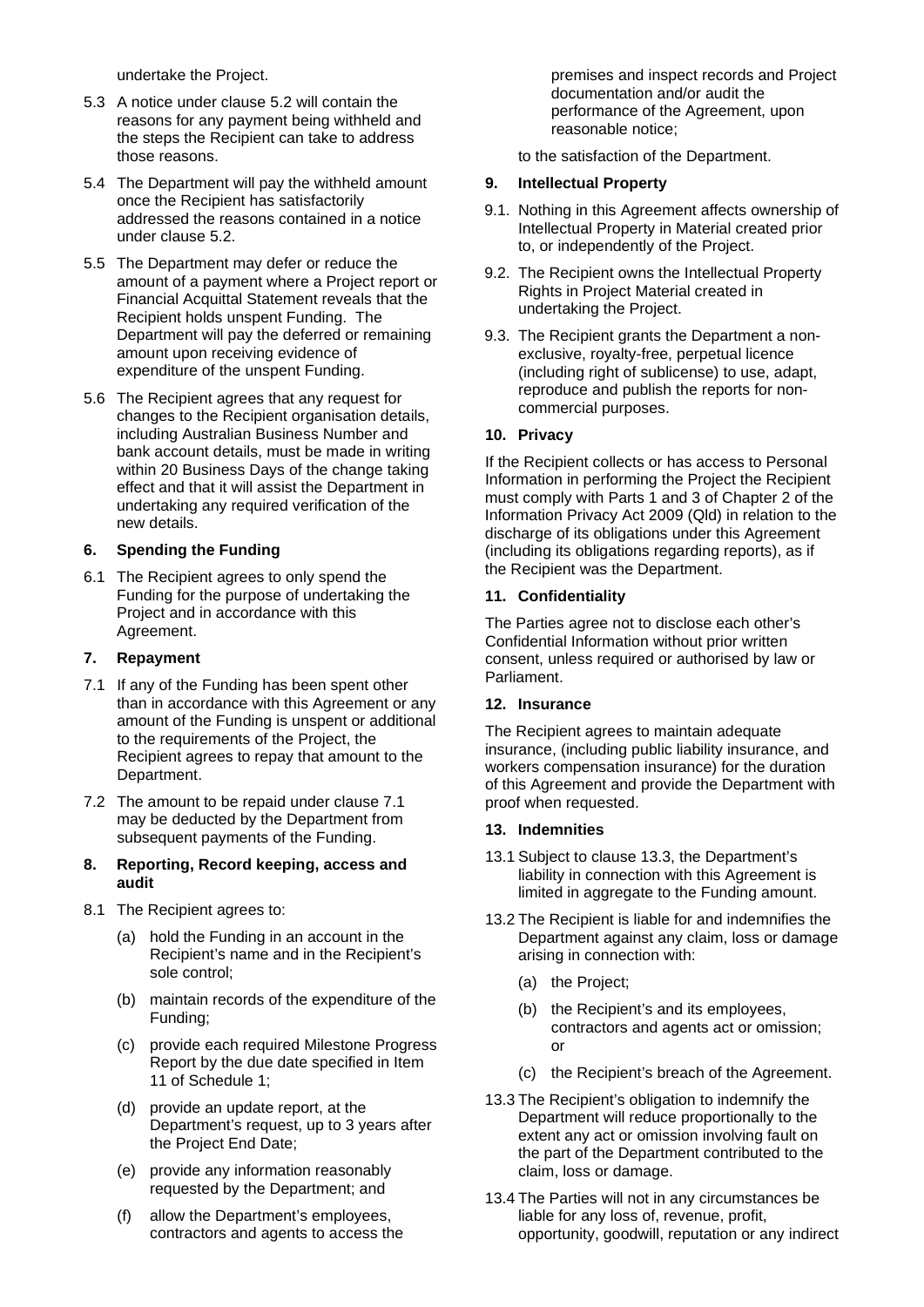undertake the Project.

5.3 A notice under clause 5.2 will contain the reasons for any payment being withheld and the steps the Recipient can take to address those reasons.

5.4 The Department will pay the withheld amount once the Recipient has satisfactorily addressed the reasons contained in a notice under clause 5.2.

5.5 The Department may defer or reduce the amount of a payment where a Project report or Financial Acquittal Statement reveals that the Recipient holds unspent Funding. The Department will pay the deferred or remaining amount upon receiving evidence of expenditure of the unspent Funding.

5.6 The Recipient agrees that any request for changes to the Recipient organisation details, including Australian Business Number and bank account details, must be made in writing within 20 Business Days of the change taking effect and that it will assist the Department in undertaking any required verification of the new details.

**6. Spending the Funding**

6.1 The Recipient agrees to only spend the Funding for the purpose of undertaking the Project and in accordance with this Agreement.

**7. Repayment**

7.1 If any of the Funding has been spent other than in accordance with this Agreement or any amount of the Funding is unspent or additional to the requirements of the Project, the Recipient agrees to repay that amount to the Department.

7.2 The amount to be repaid under clause 7.1 may be deducted by the Department from subsequent payments of the Funding.

**8. Reporting, Record keeping, access and audit**

8.1 The Recipient agrees to:

(a) hold the Funding in an account in the Recipient's name and in the Recipient's sole control;

(b) maintain records of the expenditure of the Funding;

(c) provide each required Milestone Progress Report by the due date specified in Item 11 of Schedule 1;

(d) provide an update report, at the Department's request, up to 3 years after the Project End Date;

(e) provide any information reasonably requested by the Department; and

(f) allow the Department's employees, contractors and agents to access the premises and inspect records and Project documentation and/or audit the performance of the Agreement, upon reasonable notice;

to the satisfaction of the Department.

**9. Intellectual Property**

9.1. Nothing in this Agreement affects ownership of Intellectual Property in Material created prior to, or independently of the Project.

9.2. The Recipient owns the Intellectual Property Rights in Project Material created in undertaking the Project.

9.3. The Recipient grants the Department a non-exclusive, royalty-free, perpetual licence (including right of sublicense) to use, adapt, reproduce and publish the reports for non-commercial purposes.

**10. Privacy**

If the Recipient collects or has access to Personal Information in performing the Project the Recipient must comply with Parts 1 and 3 of Chapter 2 of the Information Privacy Act 2009 (Qld) in relation to the discharge of its obligations under this Agreement (including its obligations regarding reports), as if the Recipient was the Department.

**11. Confidentiality**

The Parties agree not to disclose each other's Confidential Information without prior written consent, unless required or authorised by law or Parliament.

**12. Insurance**

The Recipient agrees to maintain adequate insurance, (including public liability insurance, and workers compensation insurance) for the duration of this Agreement and provide the Department with proof when requested.

**13. Indemnities**

13.1 Subject to clause 13.3, the Department's liability in connection with this Agreement is limited in aggregate to the Funding amount.

13.2 The Recipient is liable for and indemnifies the Department against any claim, loss or damage arising in connection with:

(a) the Project;

(b) the Recipient's and its employees, contractors and agents act or omission; or

(c) the Recipient's breach of the Agreement.

13.3 The Recipient's obligation to indemnify the Department will reduce proportionally to the extent any act or omission involving fault on the part of the Department contributed to the claim, loss or damage.

13.4 The Parties will not in any circumstances be liable for any loss of, revenue, profit, opportunity, goodwill, reputation or any indirect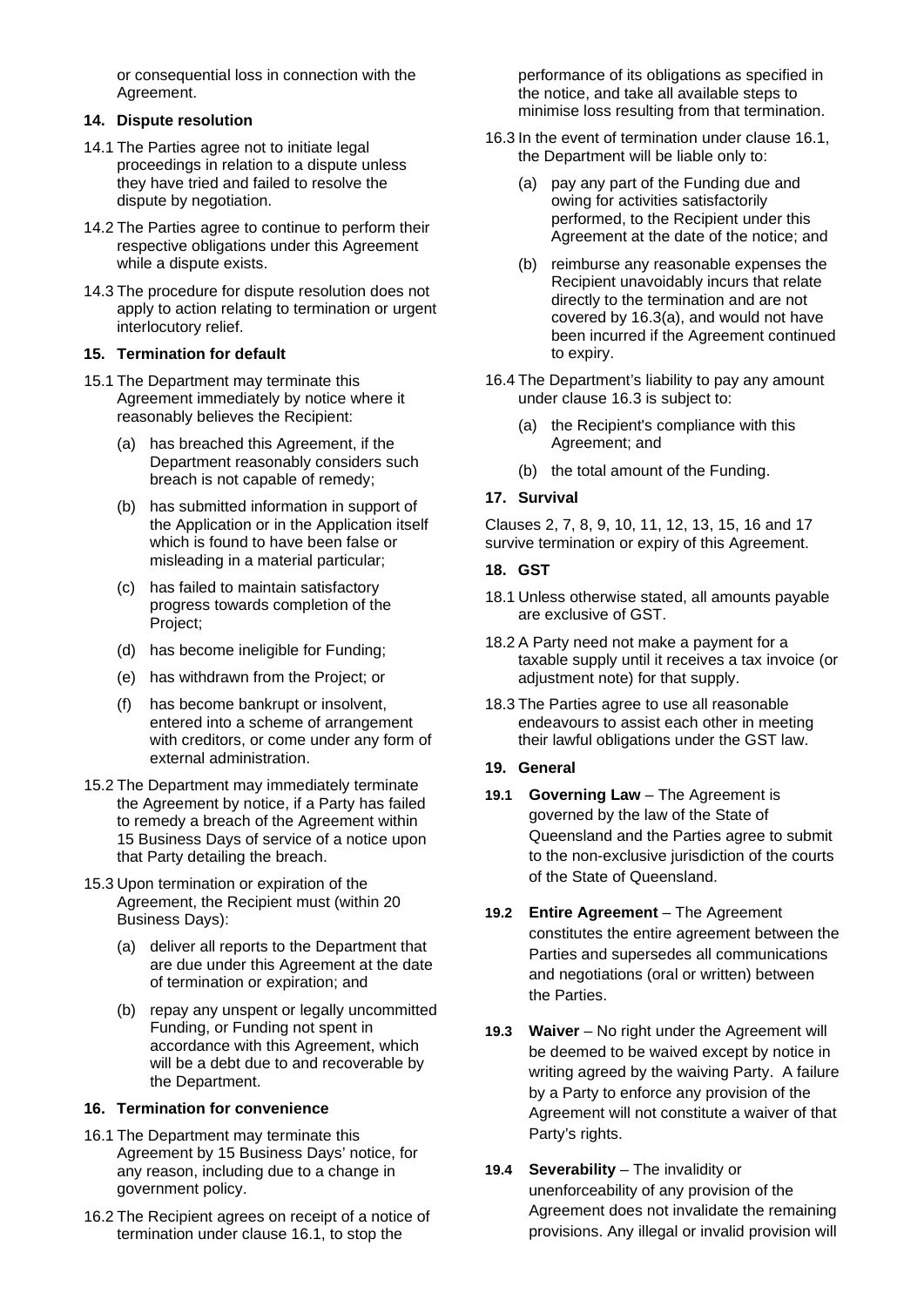or consequential loss in connection with the Agreement.

## 14. Dispute resolution

14.1 The Parties agree not to initiate legal proceedings in relation to a dispute unless they have tried and failed to resolve the dispute by negotiation.

14.2 The Parties agree to continue to perform their respective obligations under this Agreement while a dispute exists.

14.3 The procedure for dispute resolution does not apply to action relating to termination or urgent interlocutory relief.

## 15. Termination for default

15.1 The Department may terminate this Agreement immediately by notice where it reasonably believes the Recipient:

(a) has breached this Agreement, if the Department reasonably considers such breach is not capable of remedy;

(b) has submitted information in support of the Application or in the Application itself which is found to have been false or misleading in a material particular;

(c) has failed to maintain satisfactory progress towards completion of the Project;

(d) has become ineligible for Funding;

(e) has withdrawn from the Project; or

(f) has become bankrupt or insolvent, entered into a scheme of arrangement with creditors, or come under any form of external administration.

15.2 The Department may immediately terminate the Agreement by notice, if a Party has failed to remedy a breach of the Agreement within 15 Business Days of service of a notice upon that Party detailing the breach.

15.3 Upon termination or expiration of the Agreement, the Recipient must (within 20 Business Days):

(a) deliver all reports to the Department that are due under this Agreement at the date of termination or expiration; and

(b) repay any unspent or legally uncommitted Funding, or Funding not spent in accordance with this Agreement, which will be a debt due to and recoverable by the Department.

## 16. Termination for convenience

16.1 The Department may terminate this Agreement by 15 Business Days' notice, for any reason, including due to a change in government policy.

16.2 The Recipient agrees on receipt of a notice of termination under clause 16.1, to stop the performance of its obligations as specified in the notice, and take all available steps to minimise loss resulting from that termination.

16.3 In the event of termination under clause 16.1, the Department will be liable only to:

(a) pay any part of the Funding due and owing for activities satisfactorily performed, to the Recipient under this Agreement at the date of the notice; and

(b) reimburse any reasonable expenses the Recipient unavoidably incurs that relate directly to the termination and are not covered by 16.3(a), and would not have been incurred if the Agreement continued to expiry.

16.4 The Department's liability to pay any amount under clause 16.3 is subject to:

(a) the Recipient's compliance with this Agreement; and

(b) the total amount of the Funding.

## 17. Survival

Clauses 2, 7, 8, 9, 10, 11, 12, 13, 15, 16 and 17 survive termination or expiry of this Agreement.

## 18. GST

18.1 Unless otherwise stated, all amounts payable are exclusive of GST.

18.2 A Party need not make a payment for a taxable supply until it receives a tax invoice (or adjustment note) for that supply.

18.3 The Parties agree to use all reasonable endeavours to assist each other in meeting their lawful obligations under the GST law.

## 19. General

**19.1 Governing Law** – The Agreement is governed by the law of the State of Queensland and the Parties agree to submit to the non-exclusive jurisdiction of the courts of the State of Queensland.

**19.2 Entire Agreement** – The Agreement constitutes the entire agreement between the Parties and supersedes all communications and negotiations (oral or written) between the Parties.

**19.3 Waiver** – No right under the Agreement will be deemed to be waived except by notice in writing agreed by the waiving Party. A failure by a Party to enforce any provision of the Agreement will not constitute a waiver of that Party's rights.

**19.4 Severability** – The invalidity or unenforceability of any provision of the Agreement does not invalidate the remaining provisions. Any illegal or invalid provision will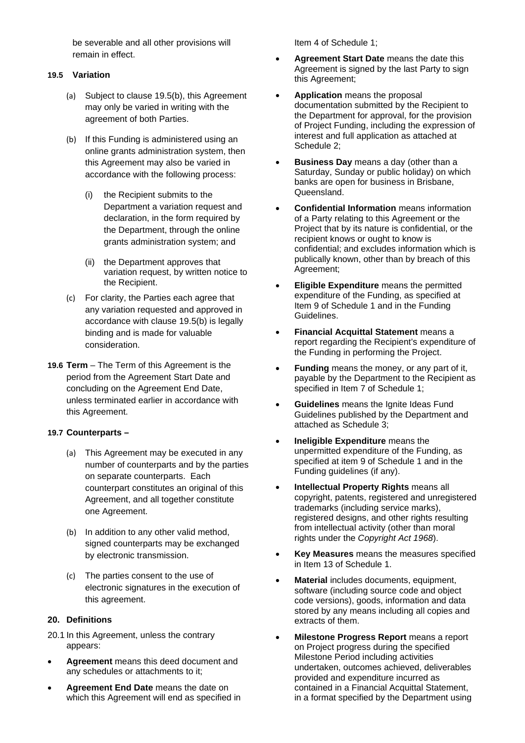be severable and all other provisions will remain in effect.

**19.5 Variation**

(a) Subject to clause 19.5(b), this Agreement may only be varied in writing with the agreement of both Parties.

(b) If this Funding is administered using an online grants administration system, then this Agreement may also be varied in accordance with the following process:

(i) the Recipient submits to the Department a variation request and declaration, in the form required by the Department, through the online grants administration system; and

(ii) the Department approves that variation request, by written notice to the Recipient.

(c) For clarity, the Parties each agree that any variation requested and approved in accordance with clause 19.5(b) is legally binding and is made for valuable consideration.

**19.6 Term** – The Term of this Agreement is the period from the Agreement Start Date and concluding on the Agreement End Date, unless terminated earlier in accordance with this Agreement.

**19.7 Counterparts –**

(a) This Agreement may be executed in any number of counterparts and by the parties on separate counterparts. Each counterpart constitutes an original of this Agreement, and all together constitute one Agreement.

(b) In addition to any other valid method, signed counterparts may be exchanged by electronic transmission.

(c) The parties consent to the use of electronic signatures in the execution of this agreement.

## 20. Definitions

20.1 In this Agreement, unless the contrary appears:

- **Agreement** means this deed document and any schedules or attachments to it;
- **Agreement End Date** means the date on which this Agreement will end as specified in Item 4 of Schedule 1;
- **Agreement Start Date** means the date this Agreement is signed by the last Party to sign this Agreement;
- **Application** means the proposal documentation submitted by the Recipient to the Department for approval, for the provision of Project Funding, including the expression of interest and full application as attached at Schedule 2;
- **Business Day** means a day (other than a Saturday, Sunday or public holiday) on which banks are open for business in Brisbane, Queensland.
- **Confidential Information** means information of a Party relating to this Agreement or the Project that by its nature is confidential, or the recipient knows or ought to know is confidential; and excludes information which is publically known, other than by breach of this Agreement;
- **Eligible Expenditure** means the permitted expenditure of the Funding, as specified at Item 9 of Schedule 1 and in the Funding Guidelines.
- **Financial Acquittal Statement** means a report regarding the Recipient's expenditure of the Funding in performing the Project.
- **Funding** means the money, or any part of it, payable by the Department to the Recipient as specified in Item 7 of Schedule 1;
- **Guidelines** means the Ignite Ideas Fund Guidelines published by the Department and attached as Schedule 3;
- **Ineligible Expenditure** means the unpermitted expenditure of the Funding, as specified at item 9 of Schedule 1 and in the Funding guidelines (if any).
- **Intellectual Property Rights** means all copyright, patents, registered and unregistered trademarks (including service marks), registered designs, and other rights resulting from intellectual activity (other than moral rights under the *Copyright Act 1968*).
- **Key Measures** means the measures specified in Item 13 of Schedule 1.
- **Material** includes documents, equipment, software (including source code and object code versions), goods, information and data stored by any means including all copies and extracts of them.
- **Milestone Progress Report** means a report on Project progress during the specified Milestone Period including activities undertaken, outcomes achieved, deliverables provided and expenditure incurred as contained in a Financial Acquittal Statement, in a format specified by the Department using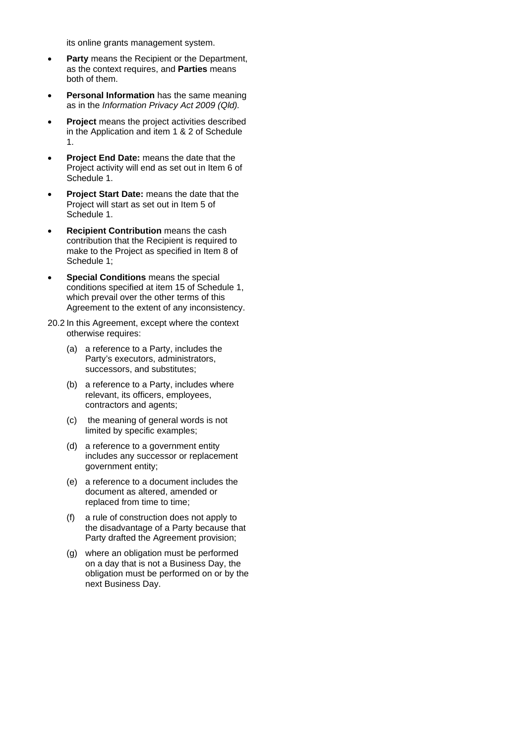its online grants management system.

- **Party** means the Recipient or the Department, as the context requires, and **Parties** means both of them.
- **Personal Information** has the same meaning as in the *Information Privacy Act 2009 (Qld).*
- **Project** means the project activities described in the Application and item 1 & 2 of Schedule 1.
- **Project End Date:** means the date that the Project activity will end as set out in Item 6 of Schedule 1.
- **Project Start Date:** means the date that the Project will start as set out in Item 5 of Schedule 1.
- **Recipient Contribution** means the cash contribution that the Recipient is required to make to the Project as specified in Item 8 of Schedule 1;
- **Special Conditions** means the special conditions specified at item 15 of Schedule 1, which prevail over the other terms of this Agreement to the extent of any inconsistency.

20.2 In this Agreement, except where the context otherwise requires:

(a) a reference to a Party, includes the Party's executors, administrators, successors, and substitutes;

(b) a reference to a Party, includes where relevant, its officers, employees, contractors and agents;

(c) the meaning of general words is not limited by specific examples;

(d) a reference to a government entity includes any successor or replacement government entity;

(e) a reference to a document includes the document as altered, amended or replaced from time to time;

(f) a rule of construction does not apply to the disadvantage of a Party because that Party drafted the Agreement provision;

(g) where an obligation must be performed on a day that is not a Business Day, the obligation must be performed on or by the next Business Day.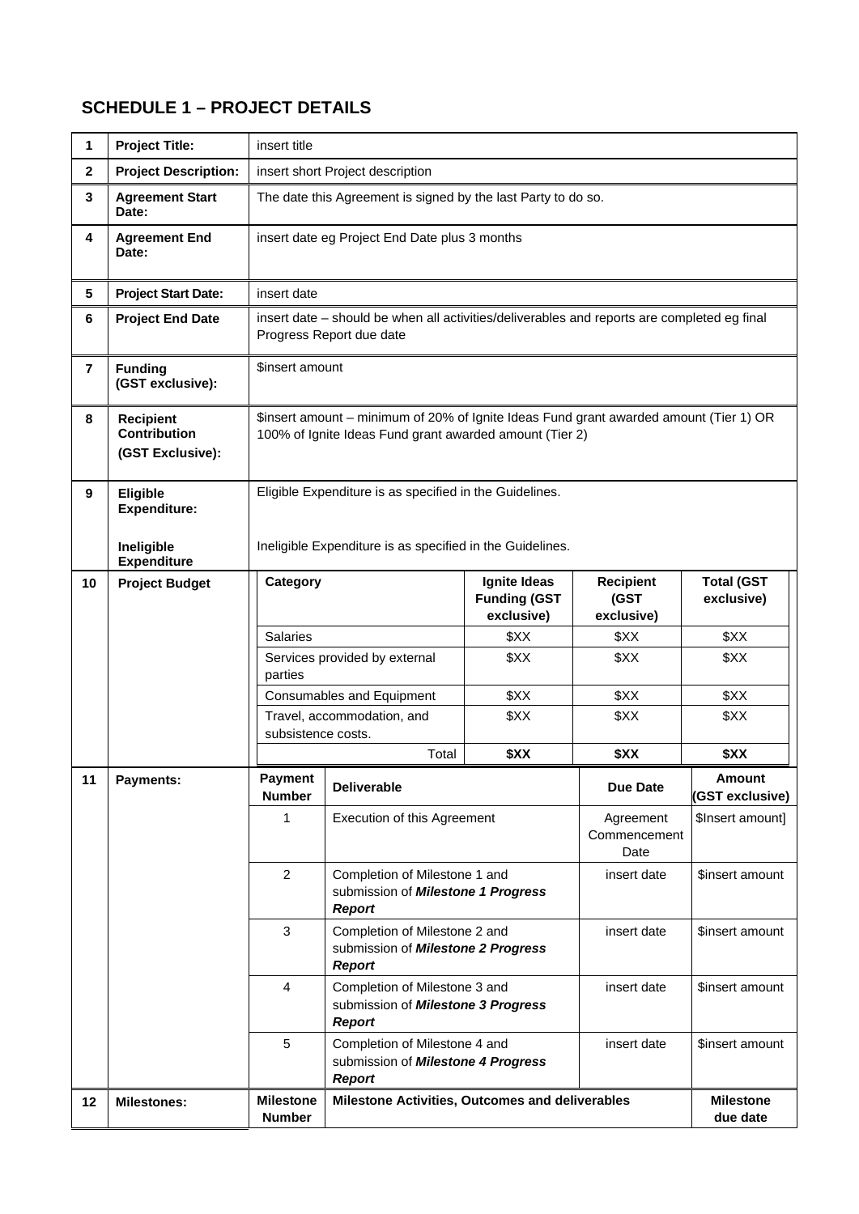## SCHEDULE 1 – PROJECT DETAILS

| 1 | **Project Title:** | insert title |
|---|---|---|
| 2 | **Project Description:** | insert short Project description |
| 3 | **Agreement Start Date:** | The date this Agreement is signed by the last Party to do so. |
| 4 | **Agreement End Date:** | insert date eg Project End Date plus 3 months |
| 5 | **Project Start Date:** | insert date |
| 6 | **Project End Date** | insert date – should be when all activities/deliverables and reports are completed eg final Progress Report due date |
| 7 | **Funding (GST exclusive):** | $insert amount |
| 8 | **Recipient Contribution (GST Exclusive):** | $insert amount – minimum of 20% of Ignite Ideas Fund grant awarded amount (Tier 1) OR 100% of Ignite Ideas Fund grant awarded amount (Tier 2) |
| 9 | **Eligible Expenditure:** | Eligible Expenditure is as specified in the Guidelines. |
| | **Ineligible Expenditure** | Ineligible Expenditure is as specified in the Guidelines. |
| 10 | **Project Budget** | See table below |

**10 Project Budget**

| Category | Ignite Ideas Funding (GST exclusive) | Recipient (GST exclusive) | Total (GST exclusive) |
|---|---|---|---|
| Salaries | $XX | $XX | $XX |
| Services provided by external parties | $XX | $XX | $XX |
| Consumables and Equipment | $XX | $XX | $XX |
| Travel, accommodation, and subsistence costs. | $XX | $XX | $XX |
| Total | **$XX** | **$XX** | **$XX** |

**11 Payments:**

| Payment Number | Deliverable | Due Date | Amount (GST exclusive) |
|---|---|---|---|
| 1 | Execution of this Agreement | Agreement Commencement Date | $Insert amount] |
| 2 | Completion of Milestone 1 and submission of ***Milestone 1 Progress Report*** | insert date | $insert amount |
| 3 | Completion of Milestone 2 and submission of ***Milestone 2 Progress Report*** | insert date | $insert amount |
| 4 | Completion of Milestone 3 and submission of ***Milestone 3 Progress Report*** | insert date | $insert amount |
| 5 | Completion of Milestone 4 and submission of ***Milestone 4 Progress Report*** | insert date | $insert amount |

**12 Milestones:**

| Milestone Number | Milestone Activities, Outcomes and deliverables | Milestone due date |
|---|---|---|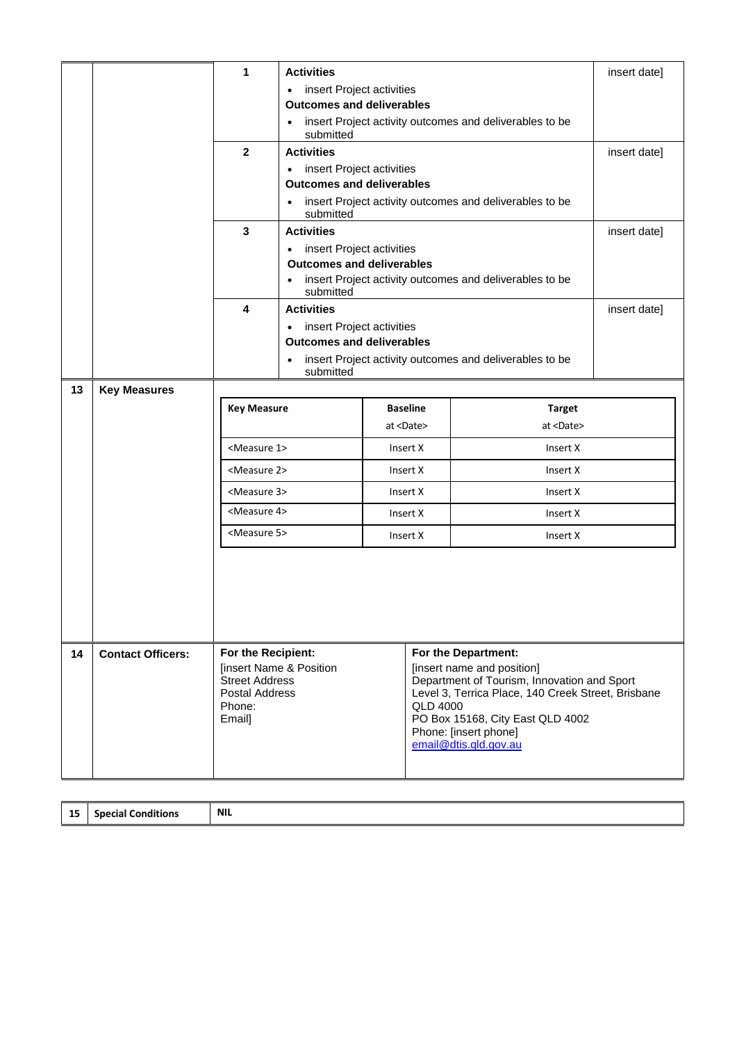| | | | | |
|---|---|---|---|---|
| | | 1 | **Activities**<br>• insert Project activities<br>**Outcomes and deliverables**<br>• insert Project activity outcomes and deliverables to be submitted | insert date] |
| | | 2 | **Activities**<br>• insert Project activities<br>**Outcomes and deliverables**<br>• insert Project activity outcomes and deliverables to be submitted | insert date] |
| | | 3 | **Activities**<br>• insert Project activities<br>**Outcomes and deliverables**<br>• insert Project activity outcomes and deliverables to be submitted | insert date] |
| | | 4 | **Activities**<br>• insert Project activities<br>**Outcomes and deliverables**<br>• insert Project activity outcomes and deliverables to be submitted | insert date] |

**13 Key Measures**

| Key Measure | Baseline at <Date> | Target at <Date> |
|---|---|---|
| <Measure 1> | Insert X | Insert X |
| <Measure 2> | Insert X | Insert X |
| <Measure 3> | Insert X | Insert X |
| <Measure 4> | Insert X | Insert X |
| <Measure 5> | Insert X | Insert X |

| | | | |
|---|---|---|---|
| 14 | **Contact Officers:** | **For the Recipient:**<br>[insert Name & Position<br>Street Address<br>Postal Address<br>Phone:<br>Email] | **For the Department:**<br>[insert name and position]<br>Department of Tourism, Innovation and Sport<br>Level 3, Terrica Place, 140 Creek Street, Brisbane QLD 4000<br>PO Box 15168, City East QLD 4002<br>Phone: [insert phone]<br>email@dtis.qld.gov.au |

| | | |
|---|---|---|
| 15 | **Special Conditions** | **NIL** |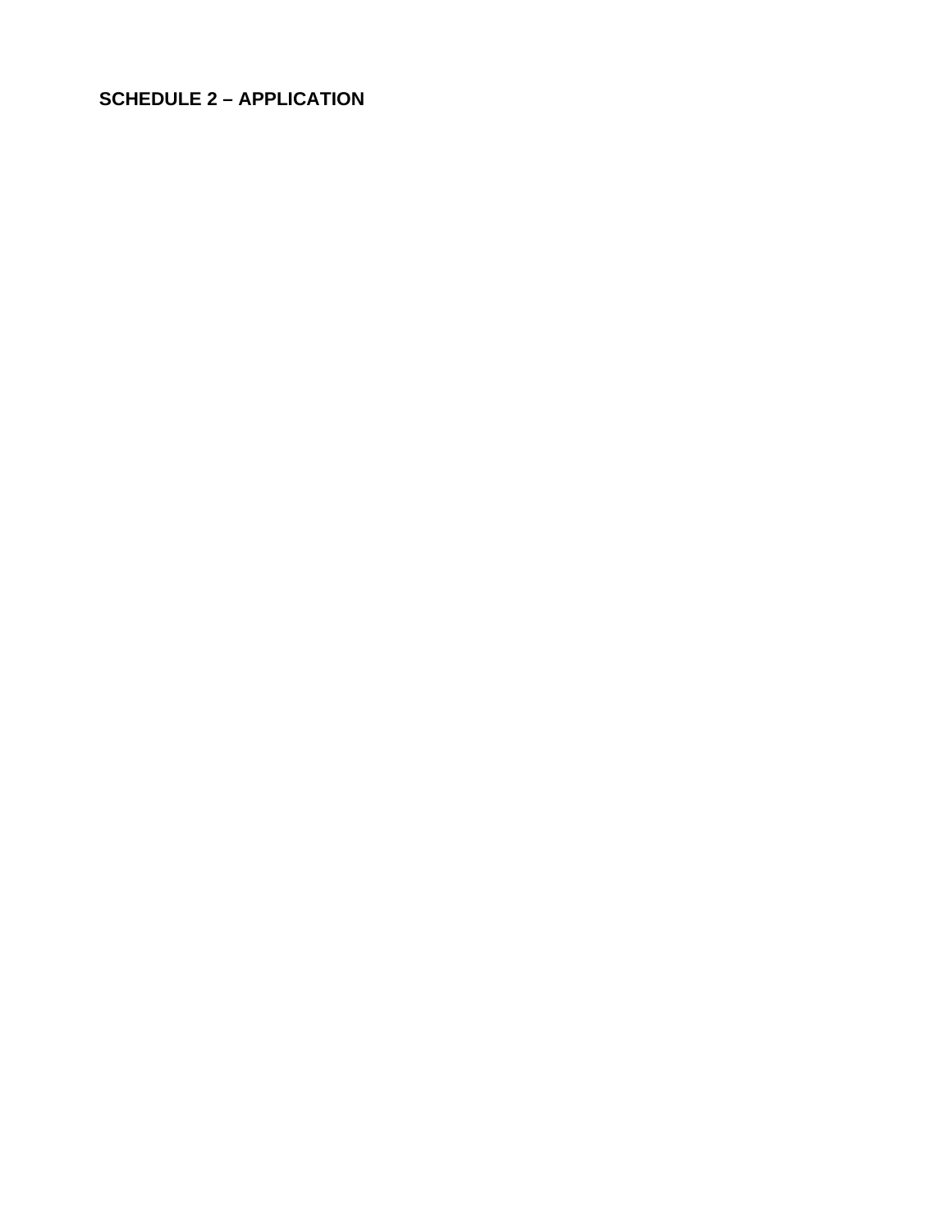## SCHEDULE 2 – APPLICATION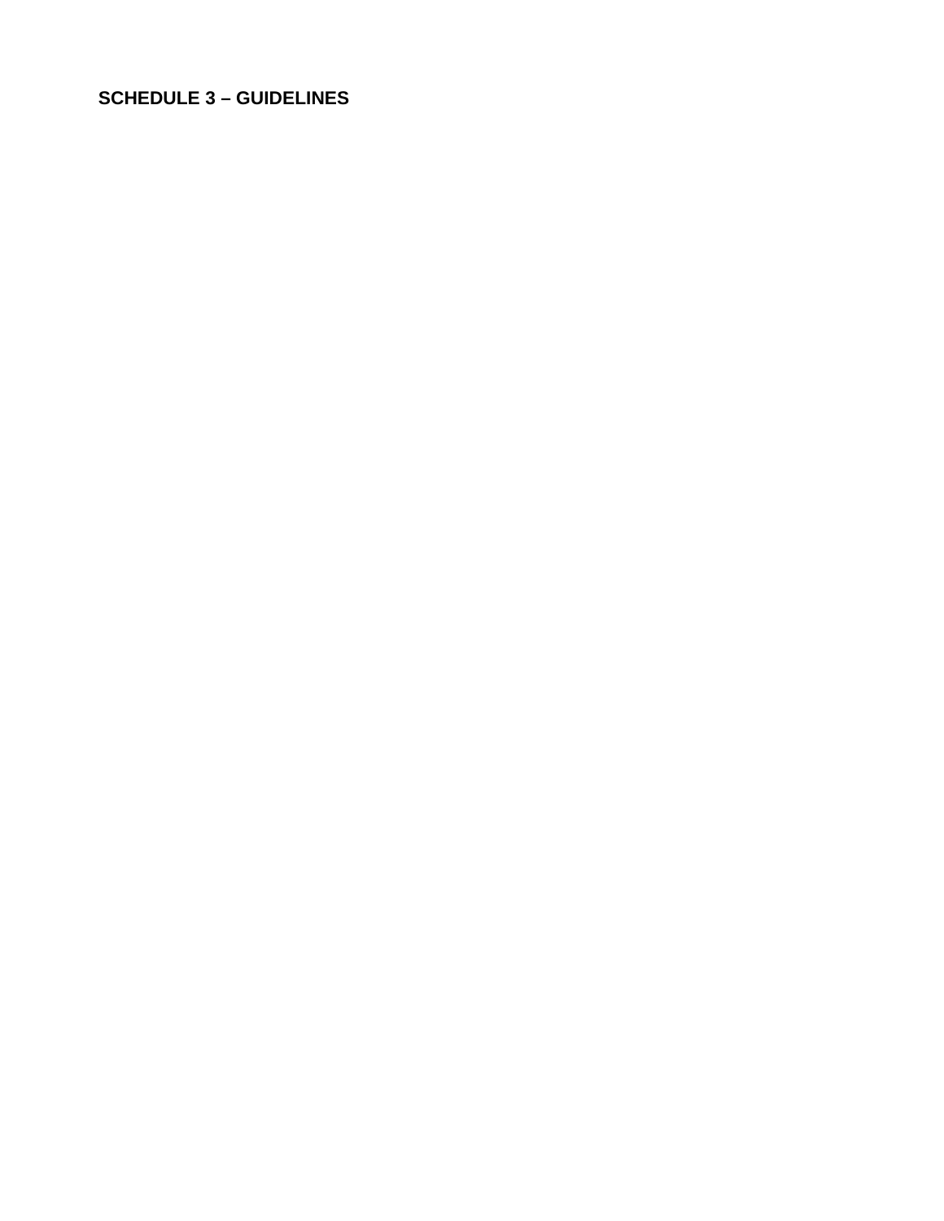## SCHEDULE 3 – GUIDELINES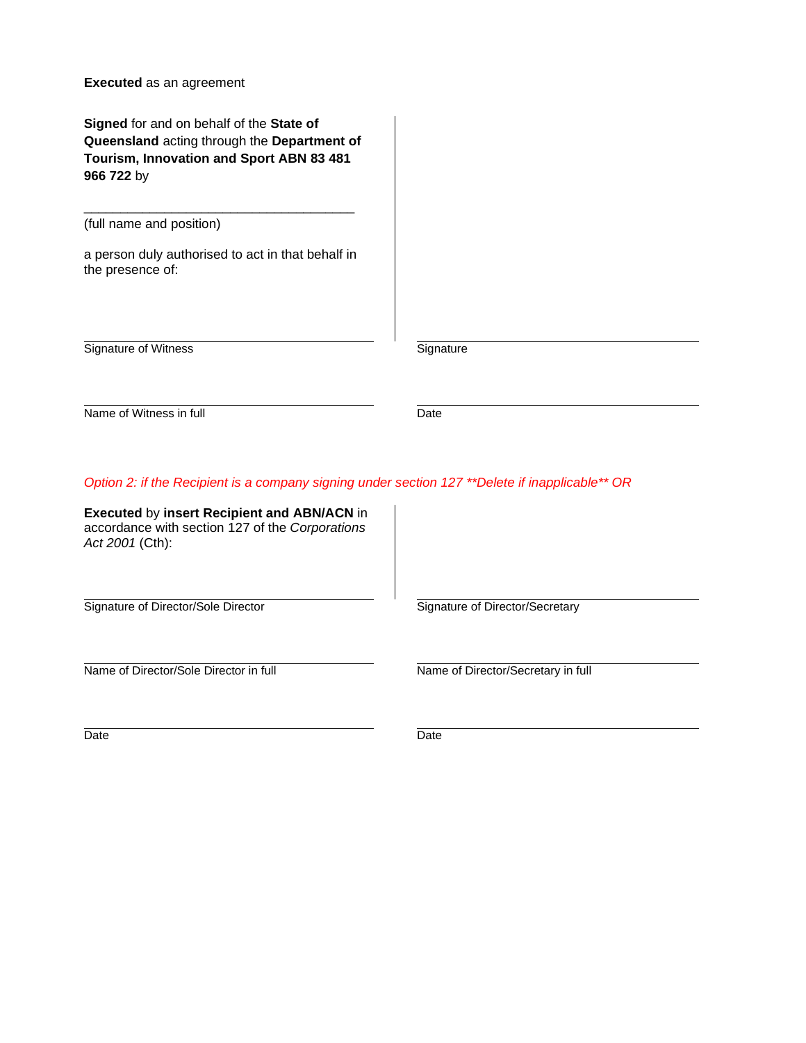**Executed** as an agreement

**Signed** for and on behalf of the **State of Queensland** acting through the **Department of Tourism, Innovation and Sport ABN 83 481 966 722** by

\_\_\_\_\_\_\_\_\_\_\_\_\_\_\_\_\_\_\_\_\_\_\_\_\_\_\_\_\_\_\_\_\_\_\_\_\_\_

(full name and position)

a person duly authorised to act in that behalf in the presence of:

| | |
|---|---|
| Signature of Witness | Signature |
| Name of Witness in full | Date |

*Option 2: if the Recipient is a company signing under section 127 **Delete if inapplicable** OR*

**Executed** by **insert Recipient and ABN/ACN** in accordance with section 127 of the *Corporations Act 2001* (Cth):

| | |
|---|---|
| Signature of Director/Sole Director | Signature of Director/Secretary |
| Name of Director/Sole Director in full | Name of Director/Secretary in full |
| Date | Date |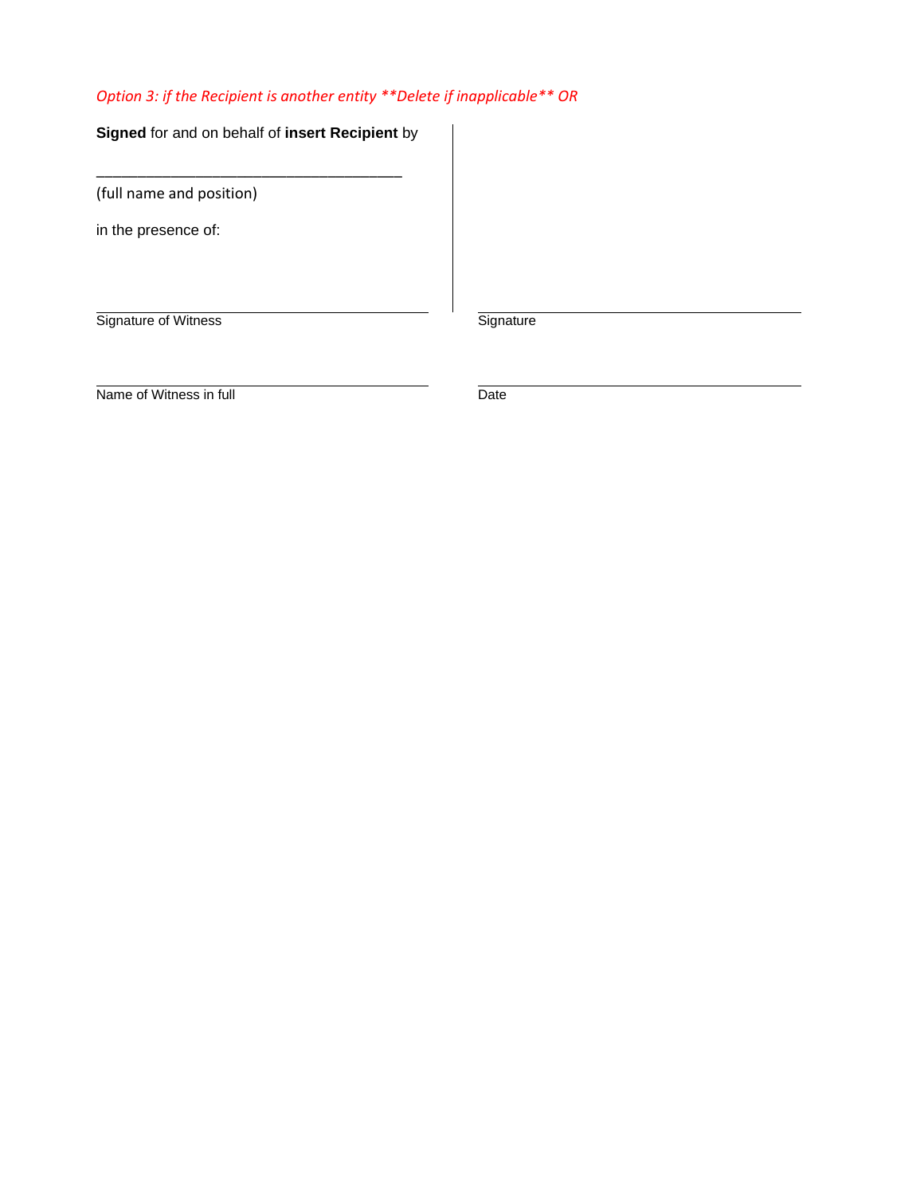*Option 3: if the Recipient is another entity **Delete if inapplicable** OR*

**Signed** for and on behalf of **insert Recipient** by

_______________________________________

(full name and position)

in the presence of:

______________________________
Signature of Witness

______________________________
Signature

______________________________
Name of Witness in full

______________________________
Date